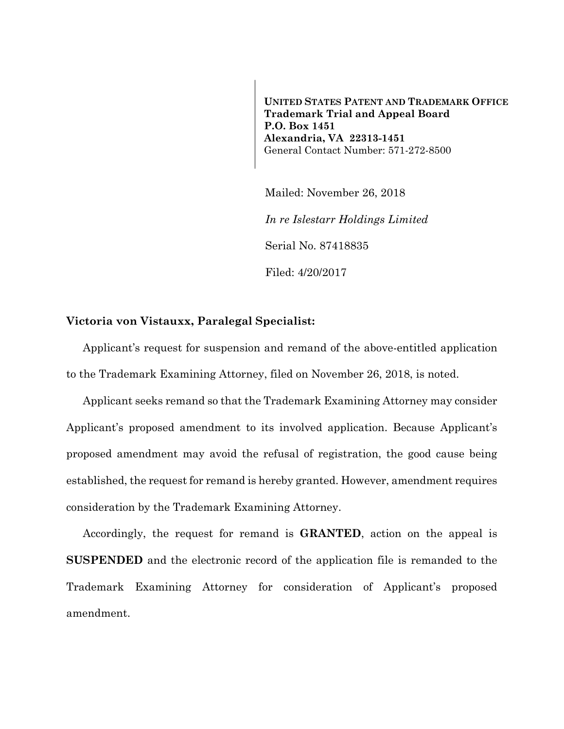**UNITED STATES PATENT AND TRADEMARK OFFICE**
**Trademark Trial and Appeal Board**
**P.O. Box 1451**
**Alexandria, VA 22313-1451**
General Contact Number: 571-272-8500

Mailed: November 26, 2018

*In re Islestarr Holdings Limited*

Serial No. 87418835

Filed: 4/20/2017

**Victoria von Vistauxx, Paralegal Specialist:**

Applicant's request for suspension and remand of the above-entitled application to the Trademark Examining Attorney, filed on November 26, 2018, is noted.

Applicant seeks remand so that the Trademark Examining Attorney may consider Applicant's proposed amendment to its involved application. Because Applicant's proposed amendment may avoid the refusal of registration, the good cause being established, the request for remand is hereby granted. However, amendment requires consideration by the Trademark Examining Attorney.

Accordingly, the request for remand is **GRANTED**, action on the appeal is **SUSPENDED** and the electronic record of the application file is remanded to the Trademark Examining Attorney for consideration of Applicant's proposed amendment.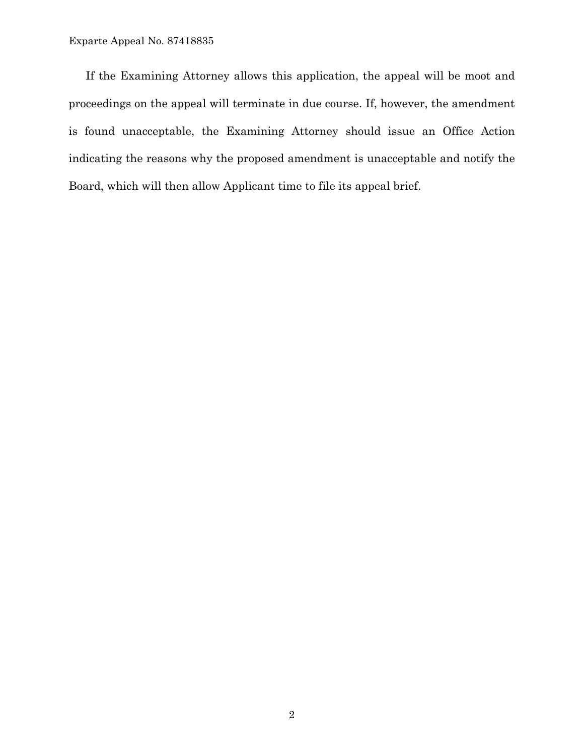If the Examining Attorney allows this application, the appeal will be moot and proceedings on the appeal will terminate in due course. If, however, the amendment is found unacceptable, the Examining Attorney should issue an Office Action indicating the reasons why the proposed amendment is unacceptable and notify the Board, which will then allow Applicant time to file its appeal brief.